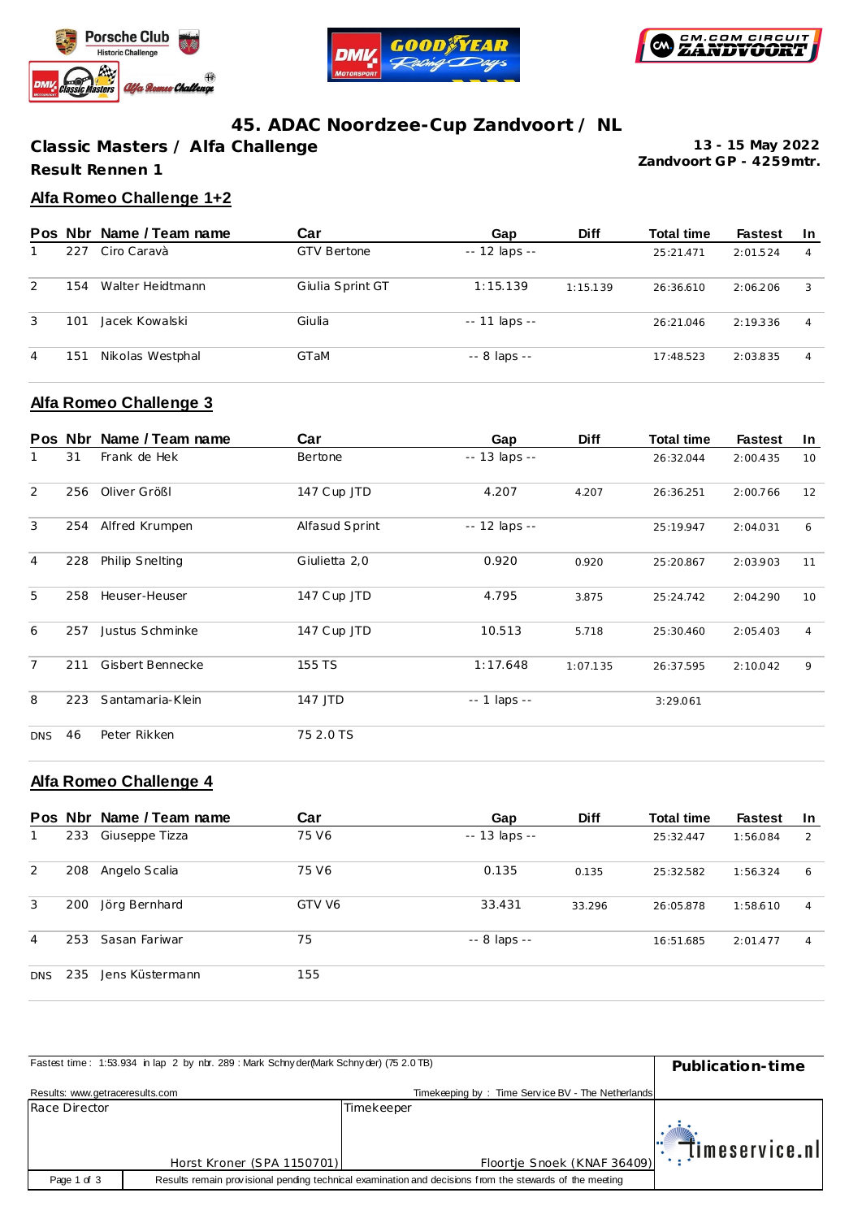# 45. ADAC Noordzee-Cup Zandvoort / NL

**Classic Masters / Alfa Challenge**

**Result Rennen 1**

**13 - 15 May 2022**
**Zandvoort GP - 4259mtr.**

## Alfa Romeo Challenge 1+2

| Pos | Nbr | Name / Team name | Car | Gap | Diff | Total time | Fastest | In |
|---|---|---|---|---|---|---|---|---|
| 1 | 227 | Ciro Caravà | GTV Bertone | -- 12 laps -- | | 25:21.471 | 2:01.524 | 4 |
| 2 | 154 | Walter Heidtmann | Giulia Sprint GT | 1:15.139 | 1:15.139 | 26:36.610 | 2:06.206 | 3 |
| 3 | 101 | Jacek Kowalski | Giulia | -- 11 laps -- | | 26:21.046 | 2:19.336 | 4 |
| 4 | 151 | Nikolas Westphal | GTaM | -- 8 laps -- | | 17:48.523 | 2:03.835 | 4 |

## Alfa Romeo Challenge 3

| Pos | Nbr | Name / Team name | Car | Gap | Diff | Total time | Fastest | In |
|---|---|---|---|---|---|---|---|---|
| 1 | 31 | Frank de Hek | Bertone | -- 13 laps -- | | 26:32.044 | 2:00.435 | 10 |
| 2 | 256 | Oliver Größl | 147 Cup JTD | 4.207 | 4.207 | 26:36.251 | 2:00.766 | 12 |
| 3 | 254 | Alfred Krumpen | Alfasud Sprint | -- 12 laps -- | | 25:19.947 | 2:04.031 | 6 |
| 4 | 228 | Philip Snelting | Giulietta 2,0 | 0.920 | 0.920 | 25:20.867 | 2:03.903 | 11 |
| 5 | 258 | Heuser-Heuser | 147 Cup JTD | 4.795 | 3.875 | 25:24.742 | 2:04.290 | 10 |
| 6 | 257 | Justus Schminke | 147 Cup JTD | 10.513 | 5.718 | 25:30.460 | 2:05.403 | 4 |
| 7 | 211 | Gisbert Bennecke | 155 TS | 1:17.648 | 1:07.135 | 26:37.595 | 2:10.042 | 9 |
| 8 | 223 | Santamaria-Klein | 147 JTD | -- 1 laps -- | | 3:29.061 | | |
| DNS | 46 | Peter Rikken | 75 2.0 TS | | | | | |

## Alfa Romeo Challenge 4

| Pos | Nbr | Name / Team name | Car | Gap | Diff | Total time | Fastest | In |
|---|---|---|---|---|---|---|---|---|
| 1 | 233 | Giuseppe Tizza | 75 V6 | -- 13 laps -- | | 25:32.447 | 1:56.084 | 2 |
| 2 | 208 | Angelo Scalia | 75 V6 | 0.135 | 0.135 | 25:32.582 | 1:56.324 | 6 |
| 3 | 200 | Jörg Bernhard | GTV V6 | 33.431 | 33.296 | 26:05.878 | 1:58.610 | 4 |
| 4 | 253 | Sasan Fariwar | 75 | -- 8 laps -- | | 16:51.685 | 2:01.477 | 4 |
| DNS | 235 | Jens Küstermann | 155 | | | | | |

Fastest time : 1:53.934 in lap 2 by nbr. 289 : Mark Schnyder(Mark Schnyder) (75 2.0 TB)

**Publication-time**

Results: www.getraceresults.com

Timekeeping by : Time Service BV - The Netherlands

| Race Director | Timekeeper |
|---|---|
| Horst Kroner (SPA 1150701) | Floortje Snoek (KNAF 36409) |

Results remain provisional pending technical examination and decisions from the stewards of the meeting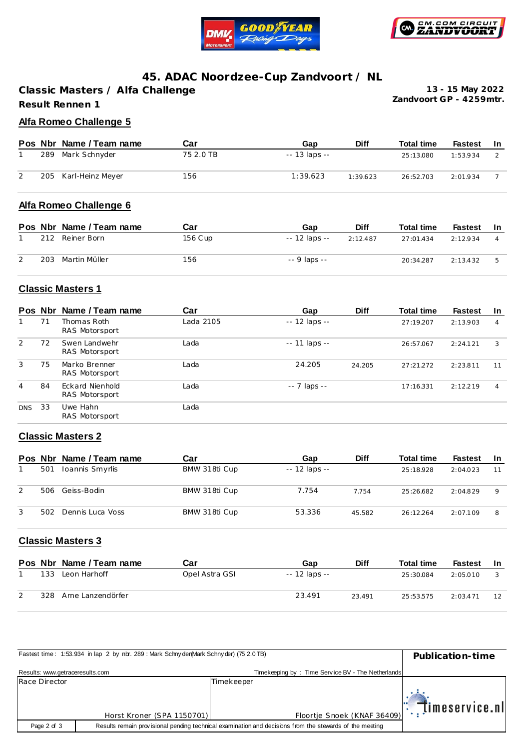# 45. ADAC Noordzee-Cup Zandvoort / NL

**Classic Masters / Alfa Challenge**

**Result Rennen 1**

**13 - 15 May 2022**
**Zandvoort GP - 4259mtr.**

## Alfa Romeo Challenge 5

| Pos | Nbr | Name / Team name | Car | Gap | Diff | Total time | Fastest | In |
|---|---|---|---|---|---|---|---|---|
| 1 | 289 | Mark Schnyder | 75 2.0 TB | -- 13 laps -- | | 25:13.080 | 1:53.934 | 2 |
| 2 | 205 | Karl-Heinz Meyer | 156 | 1:39.623 | 1:39.623 | 26:52.703 | 2:01.934 | 7 |

## Alfa Romeo Challenge 6

| Pos | Nbr | Name / Team name | Car | Gap | Diff | Total time | Fastest | In |
|---|---|---|---|---|---|---|---|---|
| 1 | 212 | Reiner Born | 156 Cup | -- 12 laps -- | 2:12.487 | 27:01.434 | 2:12.934 | 4 |
| 2 | 203 | Martin Müller | 156 | -- 9 laps -- | | 20:34.287 | 2:13.432 | 5 |

## Classic Masters 1

| Pos | Nbr | Name / Team name | Car | Gap | Diff | Total time | Fastest | In |
|---|---|---|---|---|---|---|---|---|
| 1 | 71 | Thomas Roth<br>RAS Motorsport | Lada 2105 | -- 12 laps -- | | 27:19.207 | 2:13.903 | 4 |
| 2 | 72 | Swen Landwehr<br>RAS Motorsport | Lada | -- 11 laps -- | | 26:57.067 | 2:24.121 | 3 |
| 3 | 75 | Marko Brenner<br>RAS Motorsport | Lada | 24.205 | 24.205 | 27:21.272 | 2:23.811 | 11 |
| 4 | 84 | Eckard Nienhold<br>RAS Motorsport | Lada | -- 7 laps -- | | 17:16.331 | 2:12.219 | 4 |
| DNS | 33 | Uwe Hahn<br>RAS Motorsport | Lada | | | | | |

## Classic Masters 2

| Pos | Nbr | Name / Team name | Car | Gap | Diff | Total time | Fastest | In |
|---|---|---|---|---|---|---|---|---|
| 1 | 501 | Ioannis Smyrlis | BMW 318ti Cup | -- 12 laps -- | | 25:18.928 | 2:04.023 | 11 |
| 2 | 506 | Geiss-Bodin | BMW 318ti Cup | 7.754 | 7.754 | 25:26.682 | 2:04.829 | 9 |
| 3 | 502 | Dennis Luca Voss | BMW 318ti Cup | 53.336 | 45.582 | 26:12.264 | 2:07.109 | 8 |

## Classic Masters 3

| Pos | Nbr | Name / Team name | Car | Gap | Diff | Total time | Fastest | In |
|---|---|---|---|---|---|---|---|---|
| 1 | 133 | Leon Harhoff | Opel Astra GSI | -- 12 laps -- | | 25:30.084 | 2:05.010 | 3 |
| 2 | 328 | Arne Lanzendörfer | | 23.491 | 23.491 | 25:53.575 | 2:03.471 | 12 |

Fastest time : 1:53.934 in lap 2 by nbr. 289 : Mark Schnyder(Mark Schnyder) (75 2.0 TB)

**Publication-time**

Results: www.getraceresults.com

Timekeeping by : Time Service BV - The Netherlands

| Race Director | Timekeeper |
|---|---|
| Horst Kroner (SPA 1150701) | Floortje Snoek (KNAF 36409) |

timeservice.nl

Results remain provisional pending technical examination and decisions from the stewards of the meeting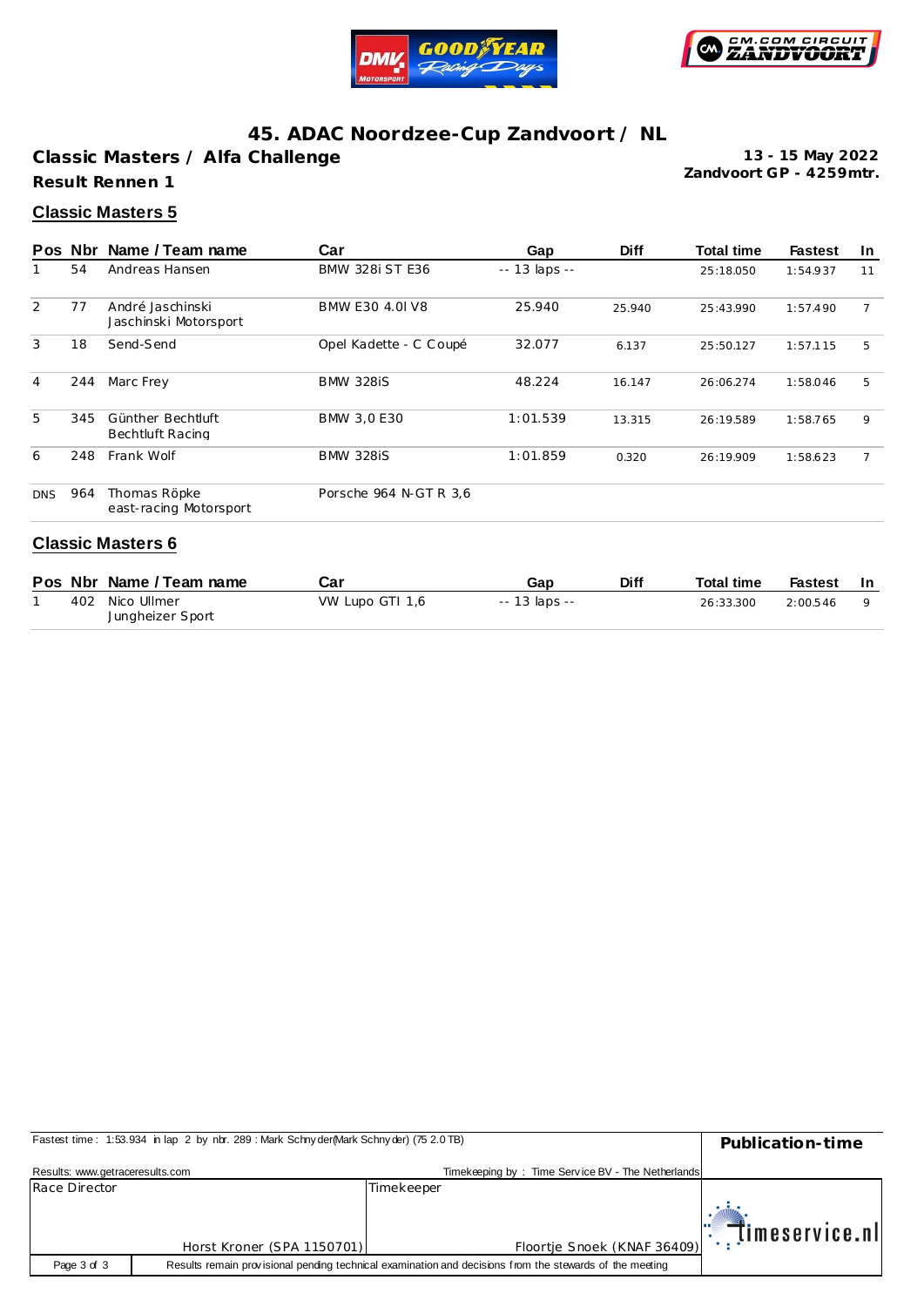# 45. ADAC Noordzee-Cup Zandvoort / NL

**Classic Masters / Alfa Challenge**

**Result Rennen 1**

**13 - 15 May 2022**
**Zandvoort GP - 4259mtr.**

## Classic Masters 5

| Pos | Nbr | Name / Team name | Car | Gap | Diff | Total time | Fastest | In |
|---|---|---|---|---|---|---|---|---|
| 1 | 54 | Andreas Hansen | BMW 328i ST E36 | -- 13 laps -- | | 25:18.050 | 1:54.937 | 11 |
| 2 | 77 | André Jaschinski<br>Jaschinski Motorsport | BMW E30 4.0l V8 | 25.940 | 25.940 | 25:43.990 | 1:57.490 | 7 |
| 3 | 18 | Send-Send | Opel Kadette - C Coupé | 32.077 | 6.137 | 25:50.127 | 1:57.115 | 5 |
| 4 | 244 | Marc Frey | BMW 328iS | 48.224 | 16.147 | 26:06.274 | 1:58.046 | 5 |
| 5 | 345 | Günther Bechtluft<br>Bechtluft Racing | BMW 3,0 E30 | 1:01.539 | 13.315 | 26:19.589 | 1:58.765 | 9 |
| 6 | 248 | Frank Wolf | BMW 328iS | 1:01.859 | 0.320 | 26:19.909 | 1:58.623 | 7 |
| DNS | 964 | Thomas Röpke<br>east-racing Motorsport | Porsche 964 N-GT R 3,6 | | | | | |

## Classic Masters 6

| Pos | Nbr | Name / Team name | Car | Gap | Diff | Total time | Fastest | In |
|---|---|---|---|---|---|---|---|---|
| 1 | 402 | Nico Ullmer<br>Jungheizer Sport | VW Lupo GTI 1,6 | -- 13 laps -- | | 26:33.300 | 2:00.546 | 9 |

Fastest time : 1:53.934 in lap 2 by nbr. 289 : Mark Schnyder(Mark Schnyder) (75 2.0 TB)

**Publication-time**

Results: www.getraceresults.com

Timekeeping by : Time Service BV - The Netherlands

| Race Director | Timekeeper |
|---|---|
| Horst Kroner (SPA 1150701) | Floortje Snoek (KNAF 36409) |

Results remain provisional pending technical examination and decisions from the stewards of the meeting